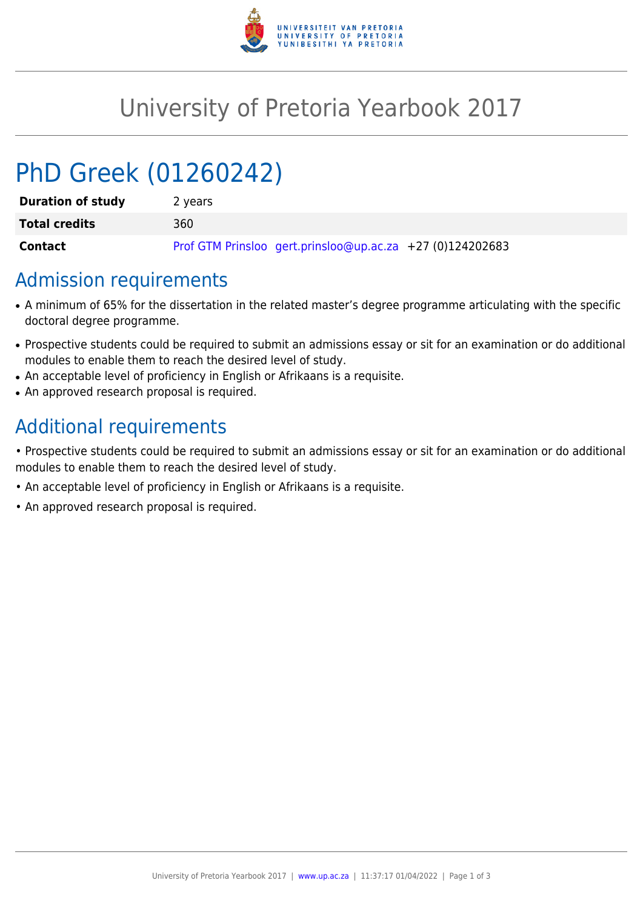# University of Pretoria Yearbook 2017

# PhD Greek (01260242)

| | |
|---|---|
| **Duration of study** | 2 years |
| **Total credits** | 360 |
| **Contact** | Prof GTM Prinsloo gert.prinsloo@up.ac.za +27 (0)124202683 |

## Admission requirements

- A minimum of 65% for the dissertation in the related master's degree programme articulating with the specific doctoral degree programme.
- Prospective students could be required to submit an admissions essay or sit for an examination or do additional modules to enable them to reach the desired level of study.
- An acceptable level of proficiency in English or Afrikaans is a requisite.
- An approved research proposal is required.

## Additional requirements

• Prospective students could be required to submit an admissions essay or sit for an examination or do additional modules to enable them to reach the desired level of study.

• An acceptable level of proficiency in English or Afrikaans is a requisite.

• An approved research proposal is required.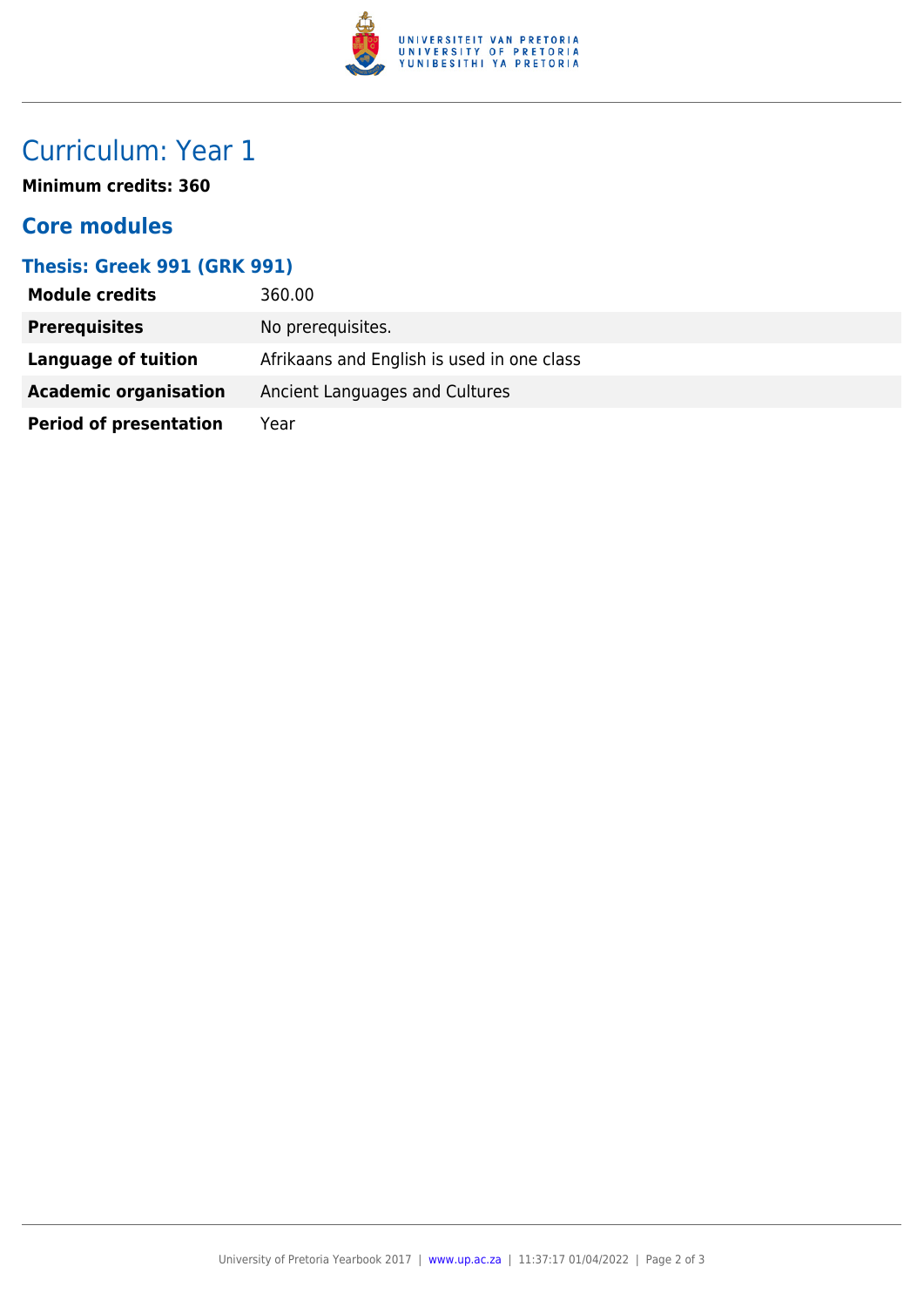# Curriculum: Year 1

**Minimum credits: 360**

## Core modules

### Thesis: Greek 991 (GRK 991)

| | |
|---|---|
| **Module credits** | 360.00 |
| **Prerequisites** | No prerequisites. |
| **Language of tuition** | Afrikaans and English is used in one class |
| **Academic organisation** | Ancient Languages and Cultures |
| **Period of presentation** | Year |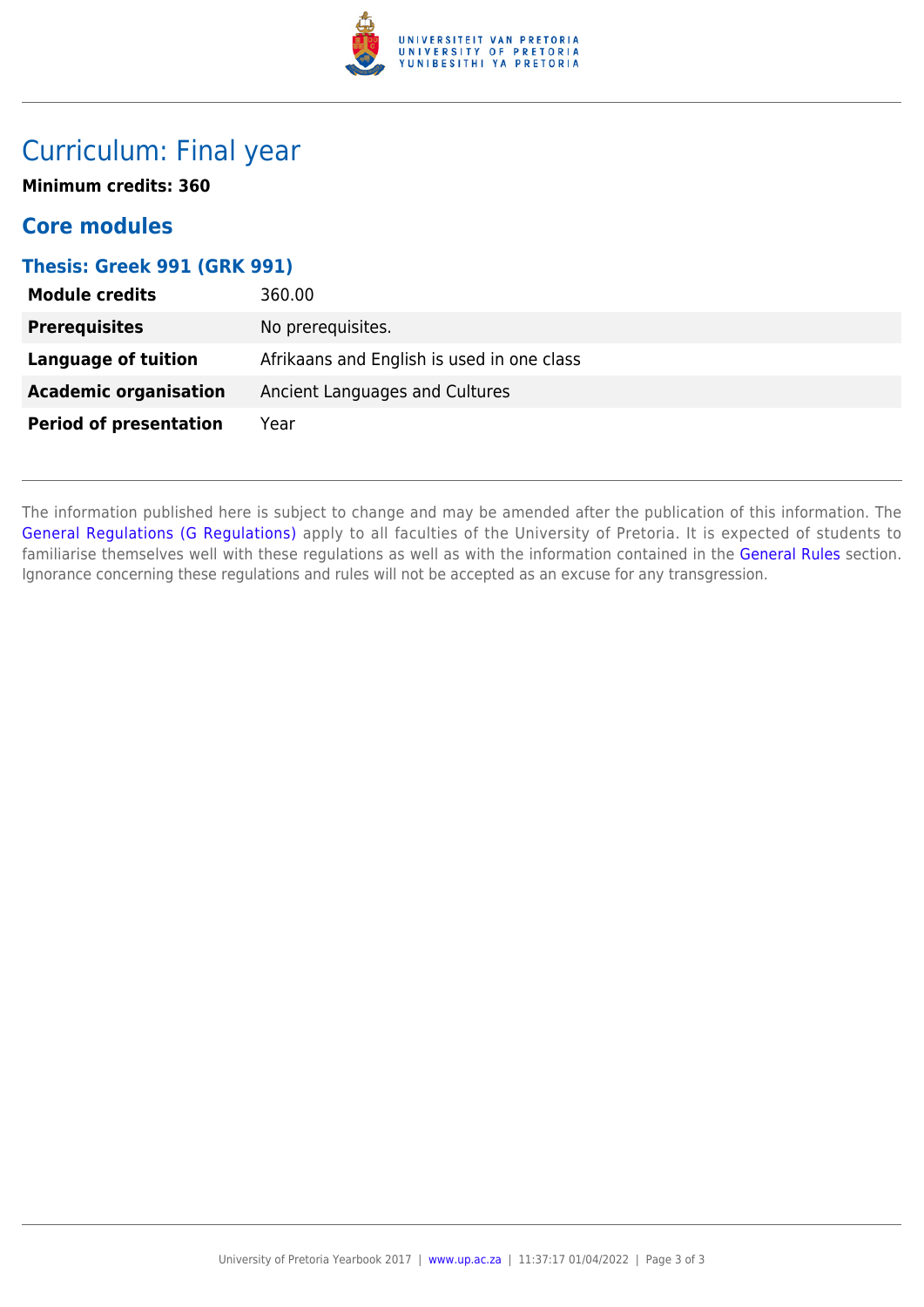## Curriculum: Final year

**Minimum credits: 360**

### Core modules

#### Thesis: Greek 991 (GRK 991)

| | |
|---|---|
| **Module credits** | 360.00 |
| **Prerequisites** | No prerequisites. |
| **Language of tuition** | Afrikaans and English is used in one class |
| **Academic organisation** | Ancient Languages and Cultures |
| **Period of presentation** | Year |

The information published here is subject to change and may be amended after the publication of this information. The General Regulations (G Regulations) apply to all faculties of the University of Pretoria. It is expected of students to familiarise themselves well with these regulations as well as with the information contained in the General Rules section. Ignorance concerning these regulations and rules will not be accepted as an excuse for any transgression.